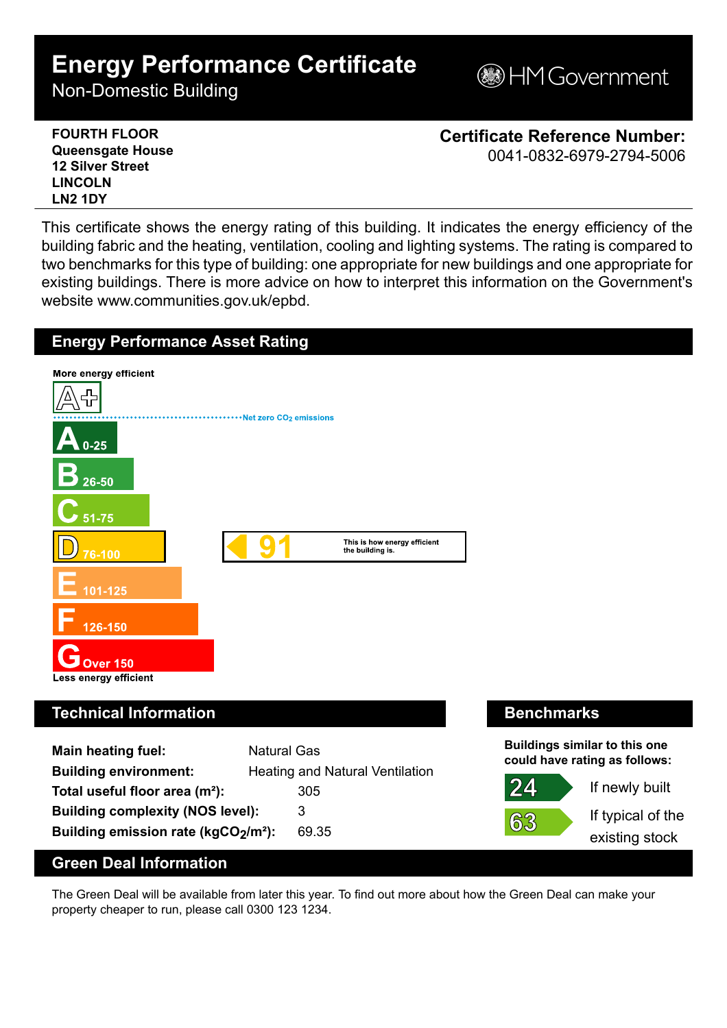# Energy Performance Certificate

Non-Domestic Building

HM Government

**FOURTH FLOOR**
**Queensgate House**
**12 Silver Street**
**LINCOLN**
**LN2 1DY**

**Certificate Reference Number:**
0041-0832-6979-2794-5006

This certificate shows the energy rating of this building. It indicates the energy efficiency of the building fabric and the heating, ventilation, cooling and lighting systems. The rating is compared to two benchmarks for this type of building: one appropriate for new buildings and one appropriate for existing buildings. There is more advice on how to interpret this information on the Government's website www.communities.gov.uk/epbd.

## Energy Performance Asset Rating

More energy efficient

- A+
- Net zero $CO_2$ emissions
- A 0-25
- B 26-50
- C 51-75
- D 76-100
- E 101-125
- F 126-150
- G Over 150

Less energy efficient

**91** — This is how energy efficient the building is.

## Technical Information

| | |
|---|---|
| **Main heating fuel:** | Natural Gas |
| **Building environment:** | Heating and Natural Ventilation |
| **Total useful floor area (m²):** | 305 |
| **Building complexity (NOS level):** | 3 |
| **Building emission rate ($kgCO_2/m^2$):** | 69.35 |

## Benchmarks

**Buildings similar to this one could have rating as follows:**

- **24** If newly built
- **63** If typical of the existing stock

## Green Deal Information

The Green Deal will be available from later this year. To find out more about how the Green Deal can make your property cheaper to run, please call 0300 123 1234.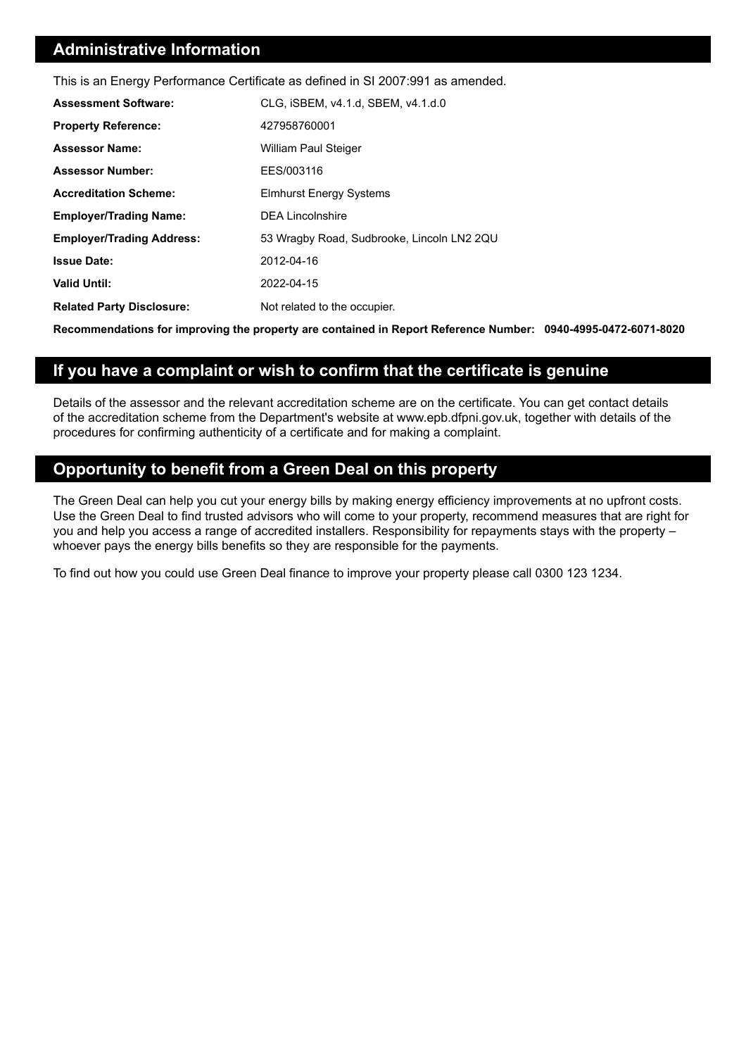## Administrative Information

This is an Energy Performance Certificate as defined in SI 2007:991 as amended.

| | |
|---|---|
| **Assessment Software:** | CLG, iSBEM, v4.1.d, SBEM, v4.1.d.0 |
| **Property Reference:** | 427958760001 |
| **Assessor Name:** | William Paul Steiger |
| **Assessor Number:** | EES/003116 |
| **Accreditation Scheme:** | Elmhurst Energy Systems |
| **Employer/Trading Name:** | DEA Lincolnshire |
| **Employer/Trading Address:** | 53 Wragby Road, Sudbrooke, Lincoln LN2 2QU |
| **Issue Date:** | 2012-04-16 |
| **Valid Until:** | 2022-04-15 |
| **Related Party Disclosure:** | Not related to the occupier. |

**Recommendations for improving the property are contained in Report Reference Number: 0940-4995-0472-6071-8020**

## If you have a complaint or wish to confirm that the certificate is genuine

Details of the assessor and the relevant accreditation scheme are on the certificate. You can get contact details of the accreditation scheme from the Department's website at www.epb.dfpni.gov.uk, together with details of the procedures for confirming authenticity of a certificate and for making a complaint.

## Opportunity to benefit from a Green Deal on this property

The Green Deal can help you cut your energy bills by making energy efficiency improvements at no upfront costs. Use the Green Deal to find trusted advisors who will come to your property, recommend measures that are right for you and help you access a range of accredited installers. Responsibility for repayments stays with the property – whoever pays the energy bills benefits so they are responsible for the payments.

To find out how you could use Green Deal finance to improve your property please call 0300 123 1234.